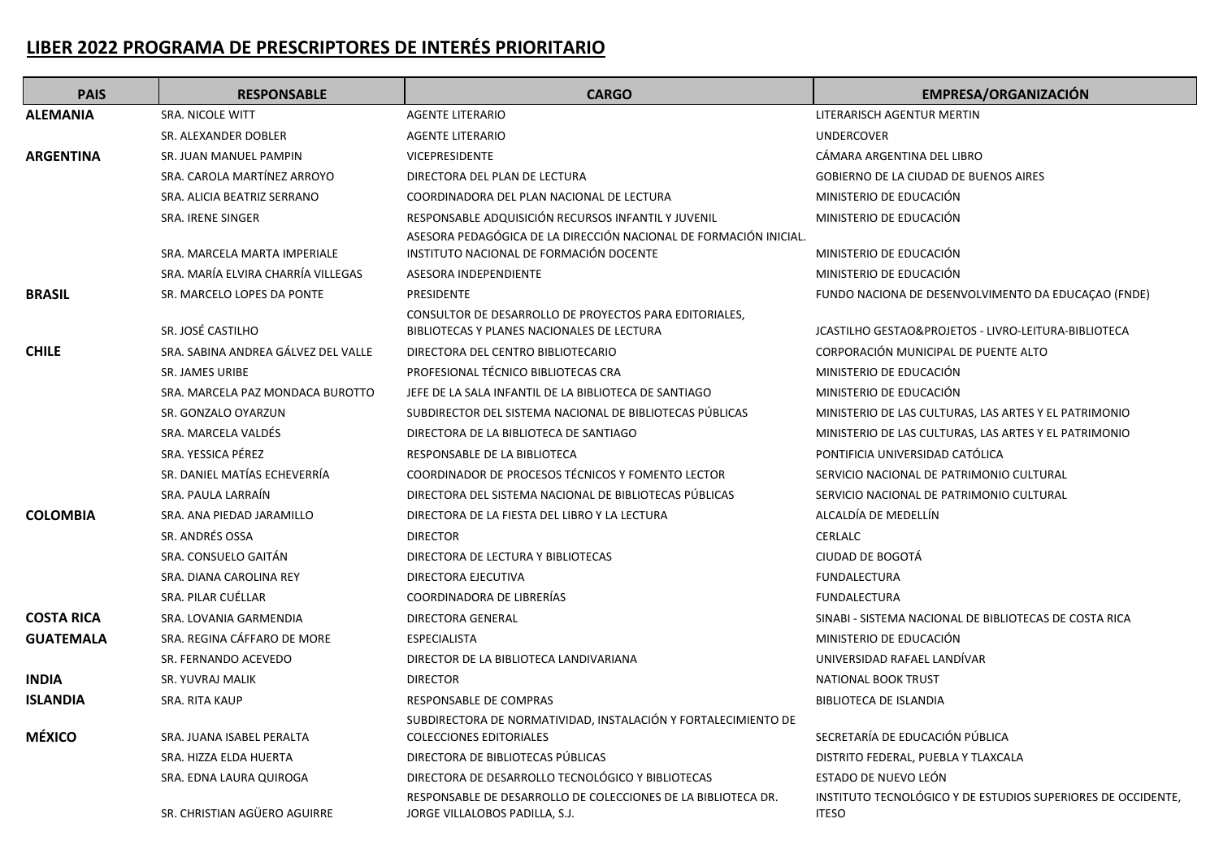## LIBER 2022 PROGRAMA DE PRESCRIPTORES DE INTERÉS PRIORITARIO

| PAIS | RESPONSABLE | CARGO | EMPRESA/ORGANIZACIÓN |
|---|---|---|---|
| **ALEMANIA** | SRA. NICOLE WITT | AGENTE LITERARIO | LITERARISCH AGENTUR MERTIN |
| | SR. ALEXANDER DOBLER | AGENTE LITERARIO | UNDERCOVER |
| **ARGENTINA** | SR. JUAN MANUEL PAMPIN | VICEPRESIDENTE | CÁMARA ARGENTINA DEL LIBRO |
| | SRA. CAROLA MARTÍNEZ ARROYO | DIRECTORA DEL PLAN DE LECTURA | GOBIERNO DE LA CIUDAD DE BUENOS AIRES |
| | SRA. ALICIA BEATRIZ SERRANO | COORDINADORA DEL PLAN NACIONAL DE LECTURA | MINISTERIO DE EDUCACIÓN |
| | SRA. IRENE SINGER | RESPONSABLE ADQUISICIÓN RECURSOS INFANTIL Y JUVENIL | MINISTERIO DE EDUCACIÓN |
| | SRA. MARCELA MARTA IMPERIALE | ASESORA PEDAGÓGICA DE LA DIRECCIÓN NACIONAL DE FORMACIÓN INICIAL. INSTITUTO NACIONAL DE FORMACIÓN DOCENTE | MINISTERIO DE EDUCACIÓN |
| | SRA. MARÍA ELVIRA CHARRÍA VILLEGAS | ASESORA INDEPENDIENTE | MINISTERIO DE EDUCACIÓN |
| **BRASIL** | SR. MARCELO LOPES DA PONTE | PRESIDENTE | FUNDO NACIONA DE DESENVOLVIMENTO DA EDUCAÇAO (FNDE) |
| | SR. JOSÉ CASTILHO | CONSULTOR DE DESARROLLO DE PROYECTOS PARA EDITORIALES, BIBLIOTECAS Y PLANES NACIONALES DE LECTURA | JCASTILHO GESTAO&PROJETOS - LIVRO-LEITURA-BIBLIOTECA |
| **CHILE** | SRA. SABINA ANDREA GÁLVEZ DEL VALLE | DIRECTORA DEL CENTRO BIBLIOTECARIO | CORPORACIÓN MUNICIPAL DE PUENTE ALTO |
| | SR. JAMES URIBE | PROFESIONAL TÉCNICO BIBLIOTECAS CRA | MINISTERIO DE EDUCACIÓN |
| | SRA. MARCELA PAZ MONDACA BUROTTO | JEFE DE LA SALA INFANTIL DE LA BIBLIOTECA DE SANTIAGO | MINISTERIO DE EDUCACIÓN |
| | SR. GONZALO OYARZUN | SUBDIRECTOR DEL SISTEMA NACIONAL DE BIBLIOTECAS PÚBLICAS | MINISTERIO DE LAS CULTURAS, LAS ARTES Y EL PATRIMONIO |
| | SRA. MARCELA VALDÉS | DIRECTORA DE LA BIBLIOTECA DE SANTIAGO | MINISTERIO DE LAS CULTURAS, LAS ARTES Y EL PATRIMONIO |
| | SRA. YESSICA PÉREZ | RESPONSABLE DE LA BIBLIOTECA | PONTIFICIA UNIVERSIDAD CATÓLICA |
| | SR. DANIEL MATÍAS ECHEVERRÍA | COORDINADOR DE PROCESOS TÉCNICOS Y FOMENTO LECTOR | SERVICIO NACIONAL DE PATRIMONIO CULTURAL |
| | SRA. PAULA LARRAÍN | DIRECTORA DEL SISTEMA NACIONAL DE BIBLIOTECAS PÚBLICAS | SERVICIO NACIONAL DE PATRIMONIO CULTURAL |
| **COLOMBIA** | SRA. ANA PIEDAD JARAMILLO | DIRECTORA DE LA FIESTA DEL LIBRO Y LA LECTURA | ALCALDÍA DE MEDELLÍN |
| | SR. ANDRÉS OSSA | DIRECTOR | CERLALC |
| | SRA. CONSUELO GAITÁN | DIRECTORA DE LECTURA Y BIBLIOTECAS | CIUDAD DE BOGOTÁ |
| | SRA. DIANA CAROLINA REY | DIRECTORA EJECUTIVA | FUNDALECTURA |
| | SRA. PILAR CUÉLLAR | COORDINADORA DE LIBRERÍAS | FUNDALECTURA |
| **COSTA RICA** | SRA. LOVANIA GARMENDIA | DIRECTORA GENERAL | SINABI - SISTEMA NACIONAL DE BIBLIOTECAS DE COSTA RICA |
| **GUATEMALA** | SRA. REGINA CÁFFARO DE MORE | ESPECIALISTA | MINISTERIO DE EDUCACIÓN |
| | SR. FERNANDO ACEVEDO | DIRECTOR DE LA BIBLIOTECA LANDIVARIANA | UNIVERSIDAD RAFAEL LANDÍVAR |
| **INDIA** | SR. YUVRAJ MALIK | DIRECTOR | NATIONAL BOOK TRUST |
| **ISLANDIA** | SRA. RITA KAUP | RESPONSABLE DE COMPRAS | BIBLIOTECA DE ISLANDIA |
| **MÉXICO** | SRA. JUANA ISABEL PERALTA | SUBDIRECTORA DE NORMATIVIDAD, INSTALACIÓN Y FORTALECIMIENTO DE COLECCIONES EDITORIALES | SECRETARÍA DE EDUCACIÓN PÚBLICA |
| | SRA. HIZZA ELDA HUERTA | DIRECTORA DE BIBLIOTECAS PÚBLICAS | DISTRITO FEDERAL, PUEBLA Y TLAXCALA |
| | SRA. EDNA LAURA QUIROGA | DIRECTORA DE DESARROLLO TECNOLÓGICO Y BIBLIOTECAS | ESTADO DE NUEVO LEÓN |
| | SR. CHRISTIAN AGÜERO AGUIRRE | RESPONSABLE DE DESARROLLO DE COLECCIONES DE LA BIBLIOTECA DR. JORGE VILLALOBOS PADILLA, S.J. | INSTITUTO TECNOLÓGICO Y DE ESTUDIOS SUPERIORES DE OCCIDENTE, ITESO |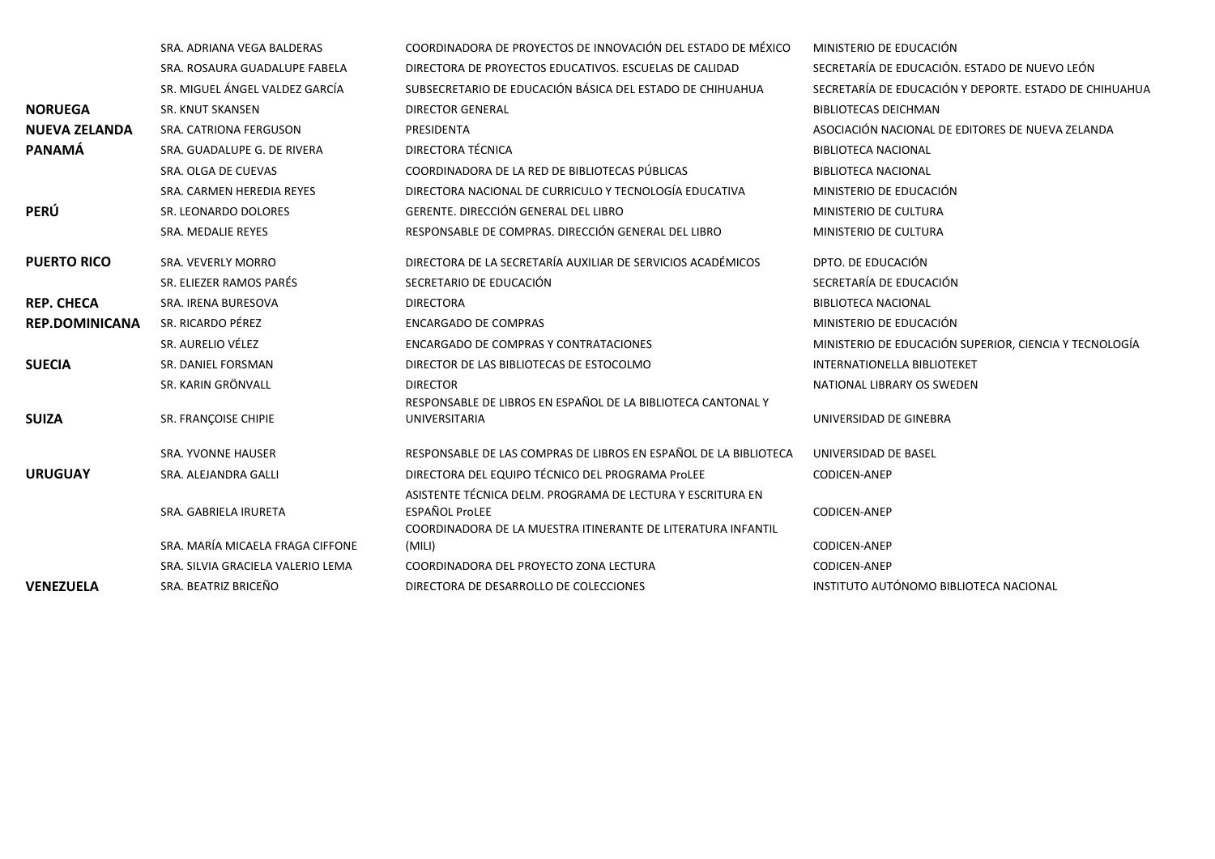| | | | |
|---|---|---|---|
| | SRA. ADRIANA VEGA BALDERAS | COORDINADORA DE PROYECTOS DE INNOVACIÓN DEL ESTADO DE MÉXICO | MINISTERIO DE EDUCACIÓN |
| | SRA. ROSAURA GUADALUPE FABELA | DIRECTORA DE PROYECTOS EDUCATIVOS. ESCUELAS DE CALIDAD | SECRETARÍA DE EDUCACIÓN. ESTADO DE NUEVO LEÓN |
| | SR. MIGUEL ÁNGEL VALDEZ GARCÍA | SUBSECRETARIO DE EDUCACIÓN BÁSICA DEL ESTADO DE CHIHUAHUA | SECRETARÍA DE EDUCACIÓN Y DEPORTE. ESTADO DE CHIHUAHUA |
| **NORUEGA** | SR. KNUT SKANSEN | DIRECTOR GENERAL | BIBLIOTECAS DEICHMAN |
| **NUEVA ZELANDA** | SRA. CATRIONA FERGUSON | PRESIDENTA | ASOCIACIÓN NACIONAL DE EDITORES DE NUEVA ZELANDA |
| **PANAMÁ** | SRA. GUADALUPE G. DE RIVERA | DIRECTORA TÉCNICA | BIBLIOTECA NACIONAL |
| | SRA. OLGA DE CUEVAS | COORDINADORA DE LA RED DE BIBLIOTECAS PÚBLICAS | BIBLIOTECA NACIONAL |
| | SRA. CARMEN HEREDIA REYES | DIRECTORA NACIONAL DE CURRICULO Y TECNOLOGÍA EDUCATIVA | MINISTERIO DE EDUCACIÓN |
| **PERÚ** | SR. LEONARDO DOLORES | GERENTE. DIRECCIÓN GENERAL DEL LIBRO | MINISTERIO DE CULTURA |
| | SRA. MEDALIE REYES | RESPONSABLE DE COMPRAS. DIRECCIÓN GENERAL DEL LIBRO | MINISTERIO DE CULTURA |
| **PUERTO RICO** | SRA. VEVERLY MORRO | DIRECTORA DE LA SECRETARÍA AUXILIAR DE SERVICIOS ACADÉMICOS | DPTO. DE EDUCACIÓN |
| | SR. ELIEZER RAMOS PARÉS | SECRETARIO DE EDUCACIÓN | SECRETARÍA DE EDUCACIÓN |
| **REP. CHECA** | SRA. IRENA BURESOVA | DIRECTORA | BIBLIOTECA NACIONAL |
| **REP.DOMINICANA** | SR. RICARDO PÉREZ | ENCARGADO DE COMPRAS | MINISTERIO DE EDUCACIÓN |
| | SR. AURELIO VÉLEZ | ENCARGADO DE COMPRAS Y CONTRATACIONES | MINISTERIO DE EDUCACIÓN SUPERIOR, CIENCIA Y TECNOLOGÍA |
| **SUECIA** | SR. DANIEL FORSMAN | DIRECTOR DE LAS BIBLIOTECAS DE ESTOCOLMO | INTERNATIONELLA BIBLIOTEKET |
| | SR. KARIN GRÖNVALL | DIRECTOR | NATIONAL LIBRARY OS SWEDEN |
| **SUIZA** | SR. FRANÇOISE CHIPIE | RESPONSABLE DE LIBROS EN ESPAÑOL DE LA BIBLIOTECA CANTONAL Y UNIVERSITARIA | UNIVERSIDAD DE GINEBRA |
| | SRA. YVONNE HAUSER | RESPONSABLE DE LAS COMPRAS DE LIBROS EN ESPAÑOL DE LA BIBLIOTECA | UNIVERSIDAD DE BASEL |
| **URUGUAY** | SRA. ALEJANDRA GALLI | DIRECTORA DEL EQUIPO TÉCNICO DEL PROGRAMA ProLEE | CODICEN-ANEP |
| | SRA. GABRIELA IRURETA | ASISTENTE TÉCNICA DELM. PROGRAMA DE LECTURA Y ESCRITURA EN ESPAÑOL ProLEE | CODICEN-ANEP |
| | SRA. MARÍA MICAELA FRAGA CIFFONE | COORDINADORA DE LA MUESTRA ITINERANTE DE LITERATURA INFANTIL (MILI) | CODICEN-ANEP |
| | SRA. SILVIA GRACIELA VALERIO LEMA | COORDINADORA DEL PROYECTO ZONA LECTURA | CODICEN-ANEP |
| **VENEZUELA** | SRA. BEATRIZ BRICEÑO | DIRECTORA DE DESARROLLO DE COLECCIONES | INSTITUTO AUTÓNOMO BIBLIOTECA NACIONAL |